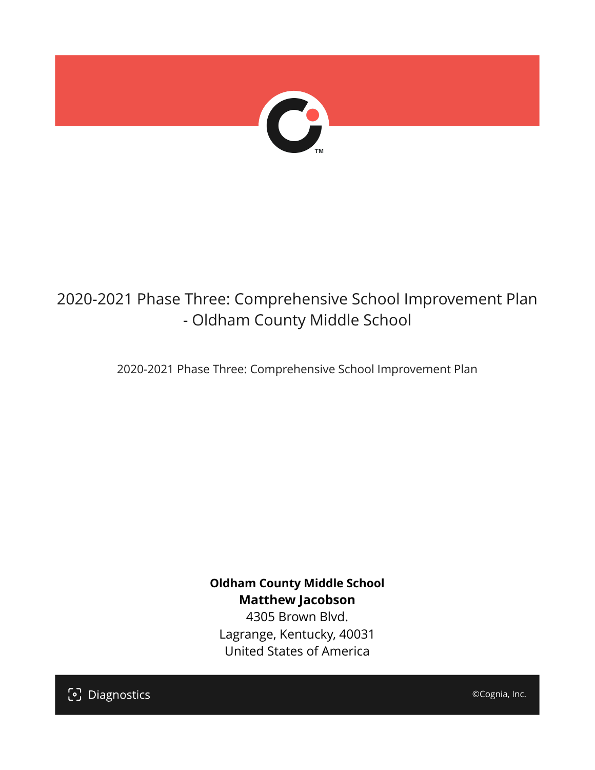# 2020-2021 Phase Three: Comprehensive School Improvement Plan - Oldham County Middle School

2020-2021 Phase Three: Comprehensive School Improvement Plan

**Oldham County Middle School**
**Matthew Jacobson**
4305 Brown Blvd.
Lagrange, Kentucky, 40031
United States of America

Diagnostics

©Cognia, Inc.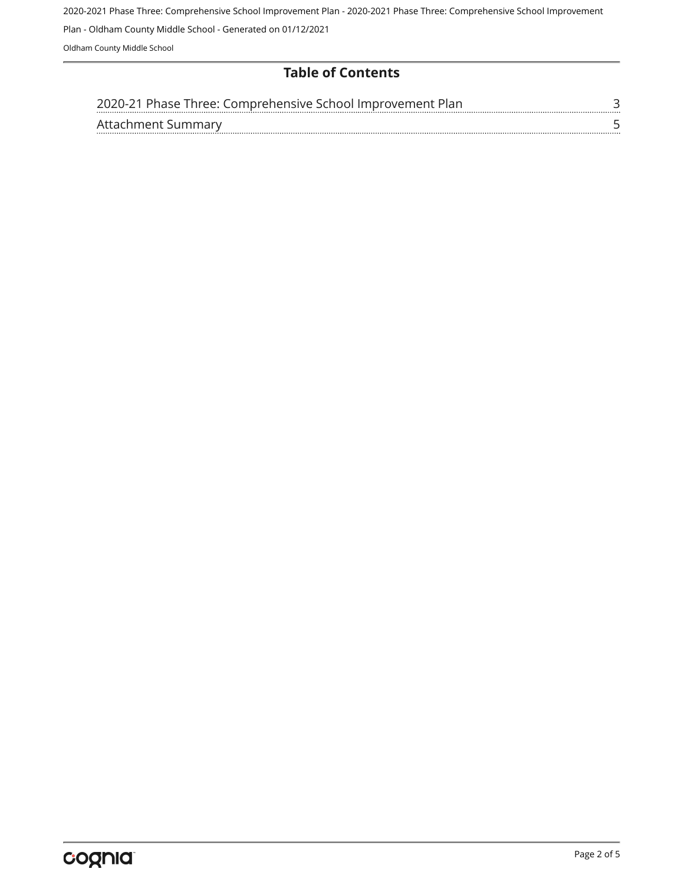## Table of Contents

| | |
|---|---|
| 2020-21 Phase Three: Comprehensive School Improvement Plan | 3 |
| Attachment Summary | 5 |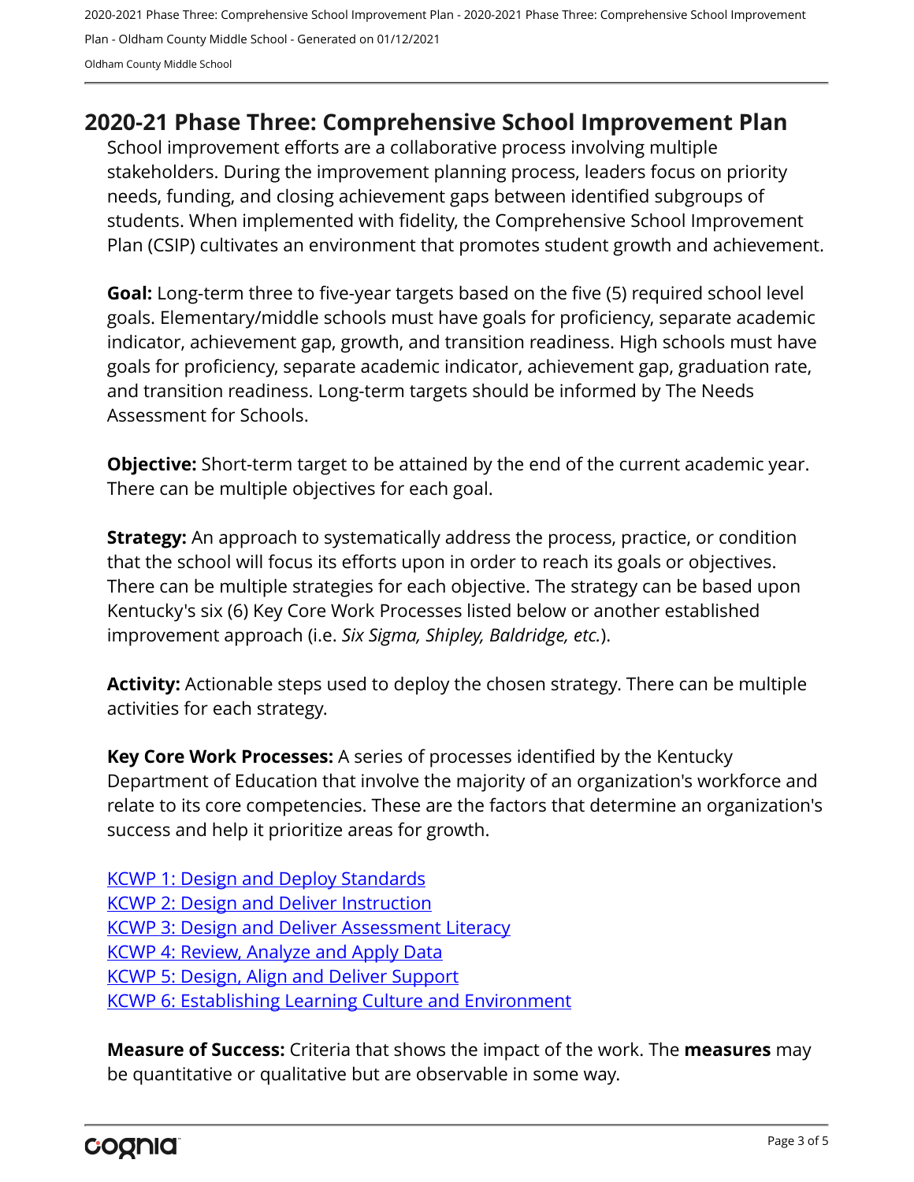## 2020-21 Phase Three: Comprehensive School Improvement Plan

School improvement efforts are a collaborative process involving multiple stakeholders. During the improvement planning process, leaders focus on priority needs, funding, and closing achievement gaps between identified subgroups of students. When implemented with fidelity, the Comprehensive School Improvement Plan (CSIP) cultivates an environment that promotes student growth and achievement.

**Goal:** Long-term three to five-year targets based on the five (5) required school level goals. Elementary/middle schools must have goals for proficiency, separate academic indicator, achievement gap, growth, and transition readiness. High schools must have goals for proficiency, separate academic indicator, achievement gap, graduation rate, and transition readiness. Long-term targets should be informed by The Needs Assessment for Schools.

**Objective:** Short-term target to be attained by the end of the current academic year. There can be multiple objectives for each goal.

**Strategy:** An approach to systematically address the process, practice, or condition that the school will focus its efforts upon in order to reach its goals or objectives. There can be multiple strategies for each objective. The strategy can be based upon Kentucky's six (6) Key Core Work Processes listed below or another established improvement approach (i.e. *Six Sigma, Shipley, Baldridge, etc.*).

**Activity:** Actionable steps used to deploy the chosen strategy. There can be multiple activities for each strategy.

**Key Core Work Processes:** A series of processes identified by the Kentucky Department of Education that involve the majority of an organization's workforce and relate to its core competencies. These are the factors that determine an organization's success and help it prioritize areas for growth.

KCWP 1: Design and Deploy Standards
KCWP 2: Design and Deliver Instruction
KCWP 3: Design and Deliver Assessment Literacy
KCWP 4: Review, Analyze and Apply Data
KCWP 5: Design, Align and Deliver Support
KCWP 6: Establishing Learning Culture and Environment

**Measure of Success:** Criteria that shows the impact of the work. The **measures** may be quantitative or qualitative but are observable in some way.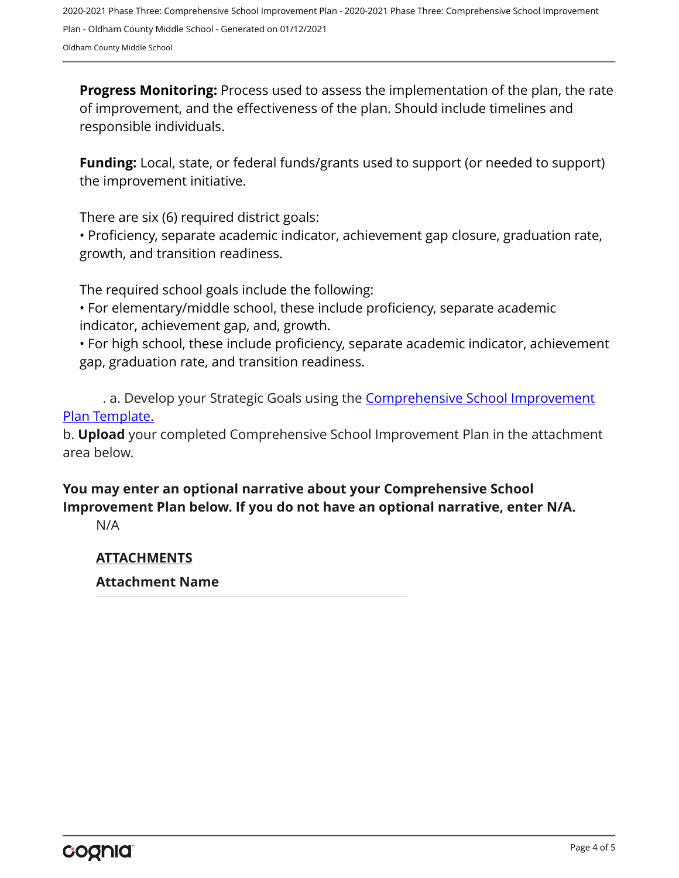**Progress Monitoring:** Process used to assess the implementation of the plan, the rate of improvement, and the effectiveness of the plan. Should include timelines and responsible individuals.

**Funding:** Local, state, or federal funds/grants used to support (or needed to support) the improvement initiative.

There are six (6) required district goals:
• Proficiency, separate academic indicator, achievement gap closure, graduation rate, growth, and transition readiness.

The required school goals include the following:
• For elementary/middle school, these include proficiency, separate academic indicator, achievement gap, and, growth.
• For high school, these include proficiency, separate academic indicator, achievement gap, graduation rate, and transition readiness.

. a. Develop your Strategic Goals using the [Comprehensive School Improvement Plan Template.]()
b. **Upload** your completed Comprehensive School Improvement Plan in the attachment area below.

**You may enter an optional narrative about your Comprehensive School Improvement Plan below. If you do not have an optional narrative, enter N/A.**

N/A

**ATTACHMENTS**

**Attachment Name**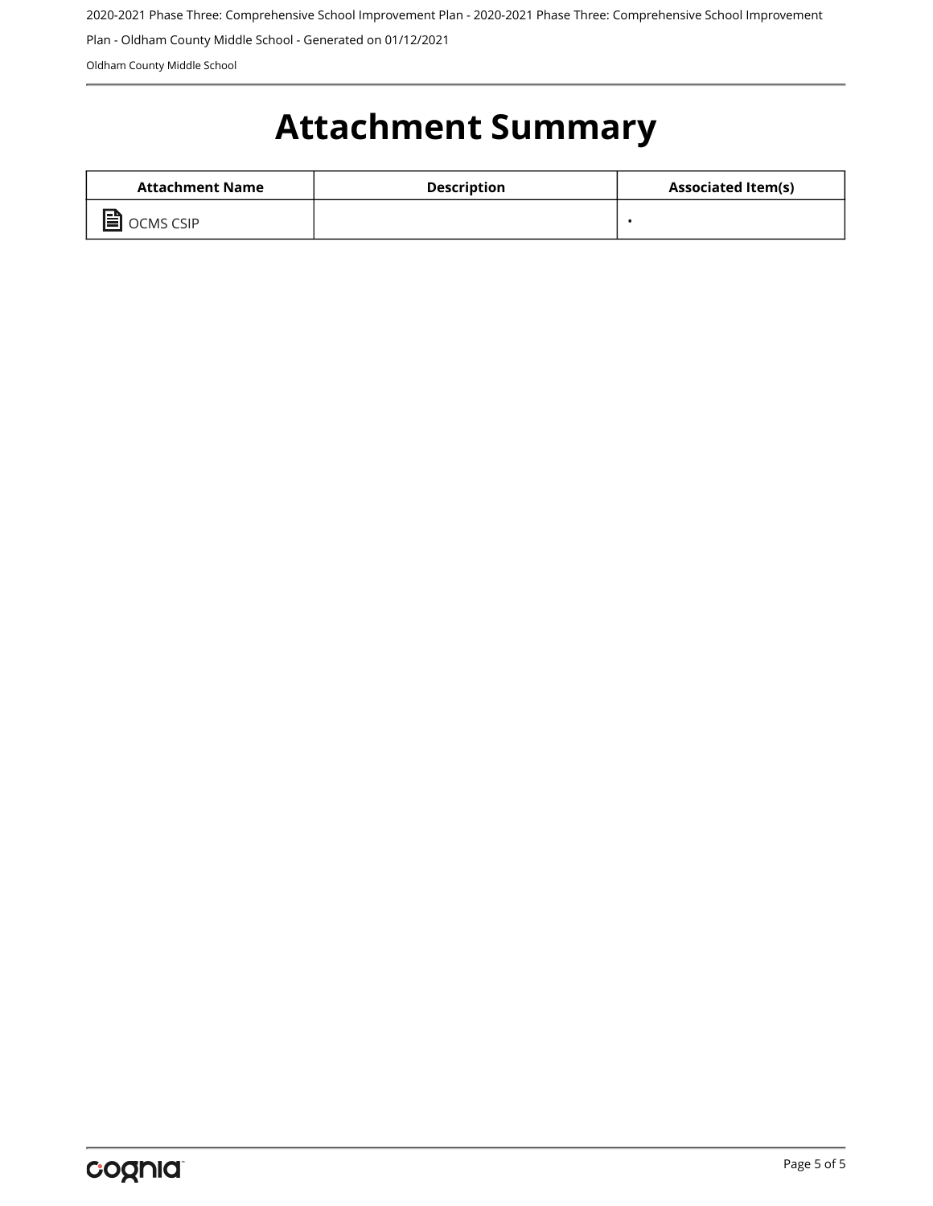# Attachment Summary

| Attachment Name | Description | Associated Item(s) |
| --- | --- | --- |
| OCMS CSIP | | • |